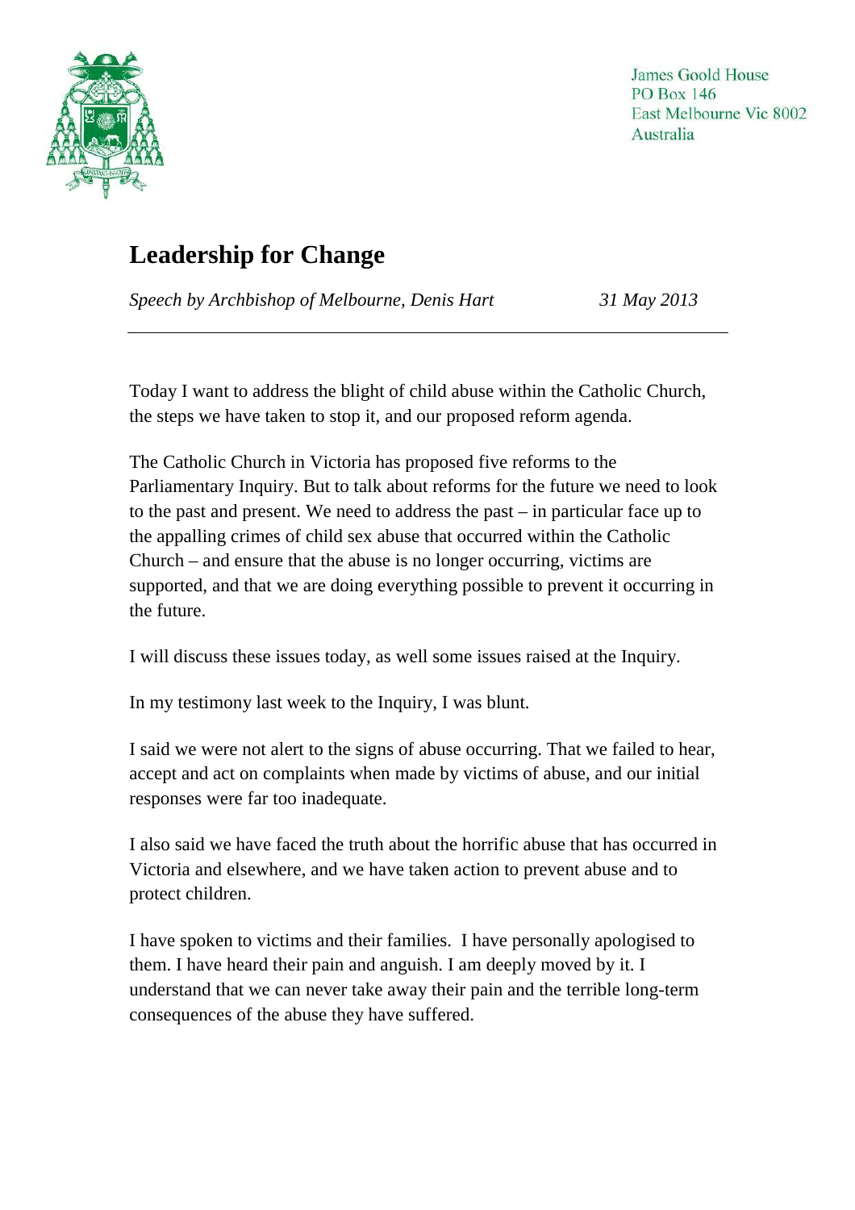James Goold House
PO Box 146
East Melbourne Vic 8002
Australia

# Leadership for Change

*Speech by Archbishop of Melbourne, Denis Hart* *31 May 2013*

---

Today I want to address the blight of child abuse within the Catholic Church, the steps we have taken to stop it, and our proposed reform agenda.

The Catholic Church in Victoria has proposed five reforms to the Parliamentary Inquiry. But to talk about reforms for the future we need to look to the past and present. We need to address the past – in particular face up to the appalling crimes of child sex abuse that occurred within the Catholic Church – and ensure that the abuse is no longer occurring, victims are supported, and that we are doing everything possible to prevent it occurring in the future.

I will discuss these issues today, as well some issues raised at the Inquiry.

In my testimony last week to the Inquiry, I was blunt.

I said we were not alert to the signs of abuse occurring. That we failed to hear, accept and act on complaints when made by victims of abuse, and our initial responses were far too inadequate.

I also said we have faced the truth about the horrific abuse that has occurred in Victoria and elsewhere, and we have taken action to prevent abuse and to protect children.

I have spoken to victims and their families. I have personally apologised to them. I have heard their pain and anguish. I am deeply moved by it. I understand that we can never take away their pain and the terrible long-term consequences of the abuse they have suffered.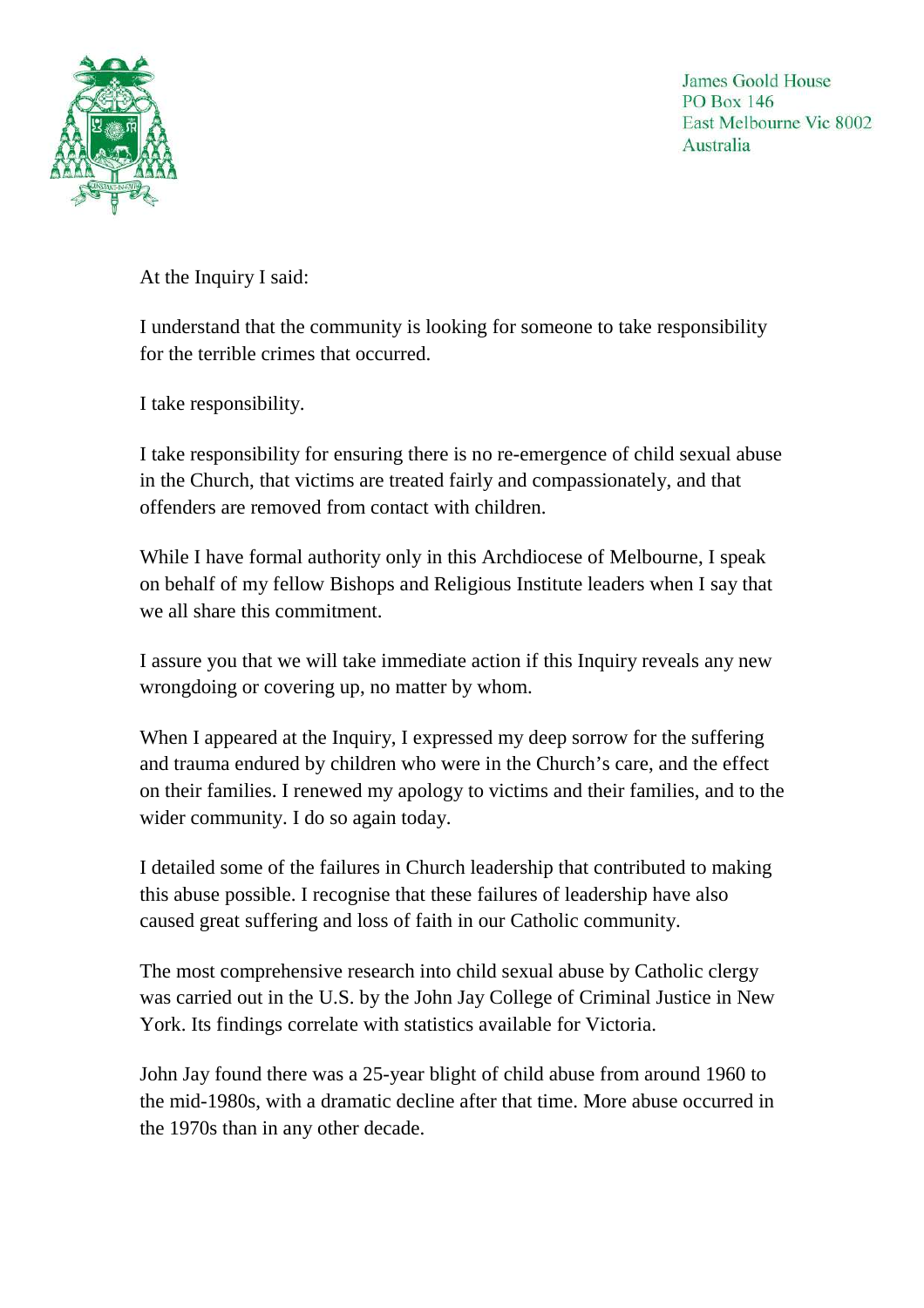James Goold House
PO Box 146
East Melbourne Vic 8002
Australia

At the Inquiry I said:

I understand that the community is looking for someone to take responsibility for the terrible crimes that occurred.

I take responsibility.

I take responsibility for ensuring there is no re-emergence of child sexual abuse in the Church, that victims are treated fairly and compassionately, and that offenders are removed from contact with children.

While I have formal authority only in this Archdiocese of Melbourne, I speak on behalf of my fellow Bishops and Religious Institute leaders when I say that we all share this commitment.

I assure you that we will take immediate action if this Inquiry reveals any new wrongdoing or covering up, no matter by whom.

When I appeared at the Inquiry, I expressed my deep sorrow for the suffering and trauma endured by children who were in the Church's care, and the effect on their families. I renewed my apology to victims and their families, and to the wider community. I do so again today.

I detailed some of the failures in Church leadership that contributed to making this abuse possible. I recognise that these failures of leadership have also caused great suffering and loss of faith in our Catholic community.

The most comprehensive research into child sexual abuse by Catholic clergy was carried out in the U.S. by the John Jay College of Criminal Justice in New York. Its findings correlate with statistics available for Victoria.

John Jay found there was a 25-year blight of child abuse from around 1960 to the mid-1980s, with a dramatic decline after that time. More abuse occurred in the 1970s than in any other decade.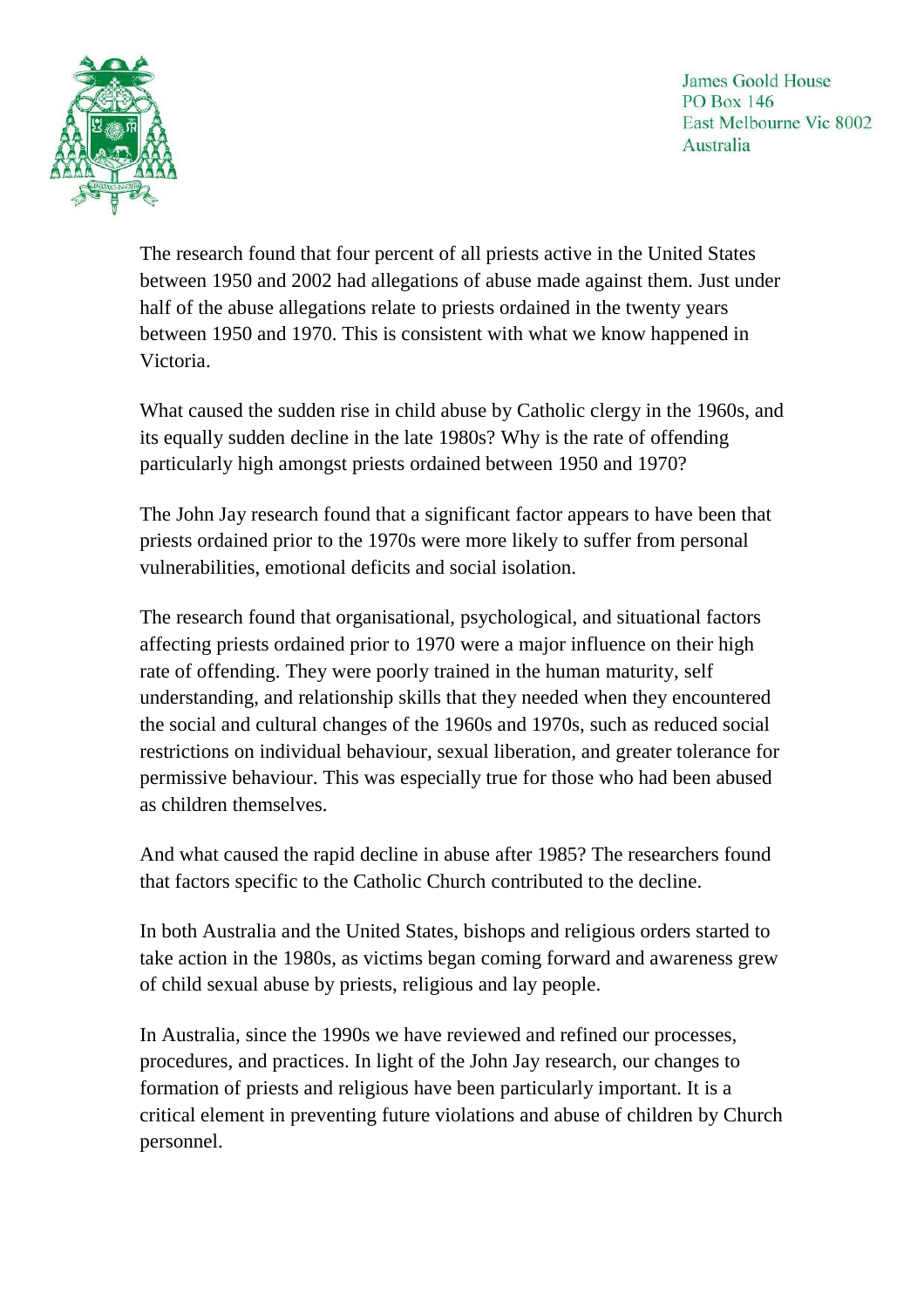The research found that four percent of all priests active in the United States between 1950 and 2002 had allegations of abuse made against them. Just under half of the abuse allegations relate to priests ordained in the twenty years between 1950 and 1970. This is consistent with what we know happened in Victoria.

What caused the sudden rise in child abuse by Catholic clergy in the 1960s, and its equally sudden decline in the late 1980s? Why is the rate of offending particularly high amongst priests ordained between 1950 and 1970?

The John Jay research found that a significant factor appears to have been that priests ordained prior to the 1970s were more likely to suffer from personal vulnerabilities, emotional deficits and social isolation.

The research found that organisational, psychological, and situational factors affecting priests ordained prior to 1970 were a major influence on their high rate of offending. They were poorly trained in the human maturity, self understanding, and relationship skills that they needed when they encountered the social and cultural changes of the 1960s and 1970s, such as reduced social restrictions on individual behaviour, sexual liberation, and greater tolerance for permissive behaviour. This was especially true for those who had been abused as children themselves.

And what caused the rapid decline in abuse after 1985? The researchers found that factors specific to the Catholic Church contributed to the decline.

In both Australia and the United States, bishops and religious orders started to take action in the 1980s, as victims began coming forward and awareness grew of child sexual abuse by priests, religious and lay people.

In Australia, since the 1990s we have reviewed and refined our processes, procedures, and practices. In light of the John Jay research, our changes to formation of priests and religious have been particularly important. It is a critical element in preventing future violations and abuse of children by Church personnel.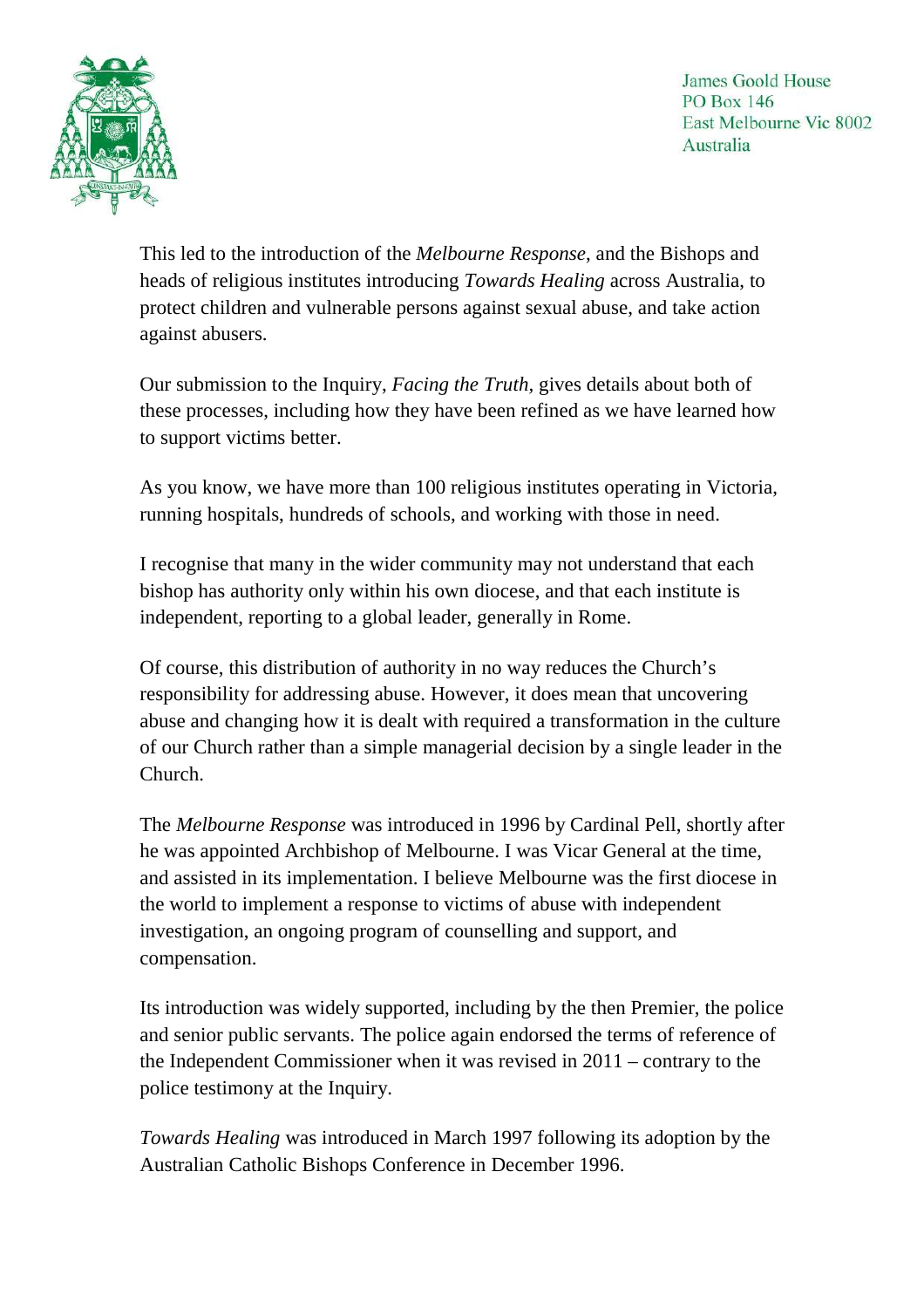This led to the introduction of the *Melbourne Response*, and the Bishops and heads of religious institutes introducing *Towards Healing* across Australia, to protect children and vulnerable persons against sexual abuse, and take action against abusers.

Our submission to the Inquiry, *Facing the Truth*, gives details about both of these processes, including how they have been refined as we have learned how to support victims better.

As you know, we have more than 100 religious institutes operating in Victoria, running hospitals, hundreds of schools, and working with those in need.

I recognise that many in the wider community may not understand that each bishop has authority only within his own diocese, and that each institute is independent, reporting to a global leader, generally in Rome.

Of course, this distribution of authority in no way reduces the Church's responsibility for addressing abuse. However, it does mean that uncovering abuse and changing how it is dealt with required a transformation in the culture of our Church rather than a simple managerial decision by a single leader in the Church.

The *Melbourne Response* was introduced in 1996 by Cardinal Pell, shortly after he was appointed Archbishop of Melbourne. I was Vicar General at the time, and assisted in its implementation. I believe Melbourne was the first diocese in the world to implement a response to victims of abuse with independent investigation, an ongoing program of counselling and support, and compensation.

Its introduction was widely supported, including by the then Premier, the police and senior public servants. The police again endorsed the terms of reference of the Independent Commissioner when it was revised in 2011 – contrary to the police testimony at the Inquiry.

*Towards Healing* was introduced in March 1997 following its adoption by the Australian Catholic Bishops Conference in December 1996.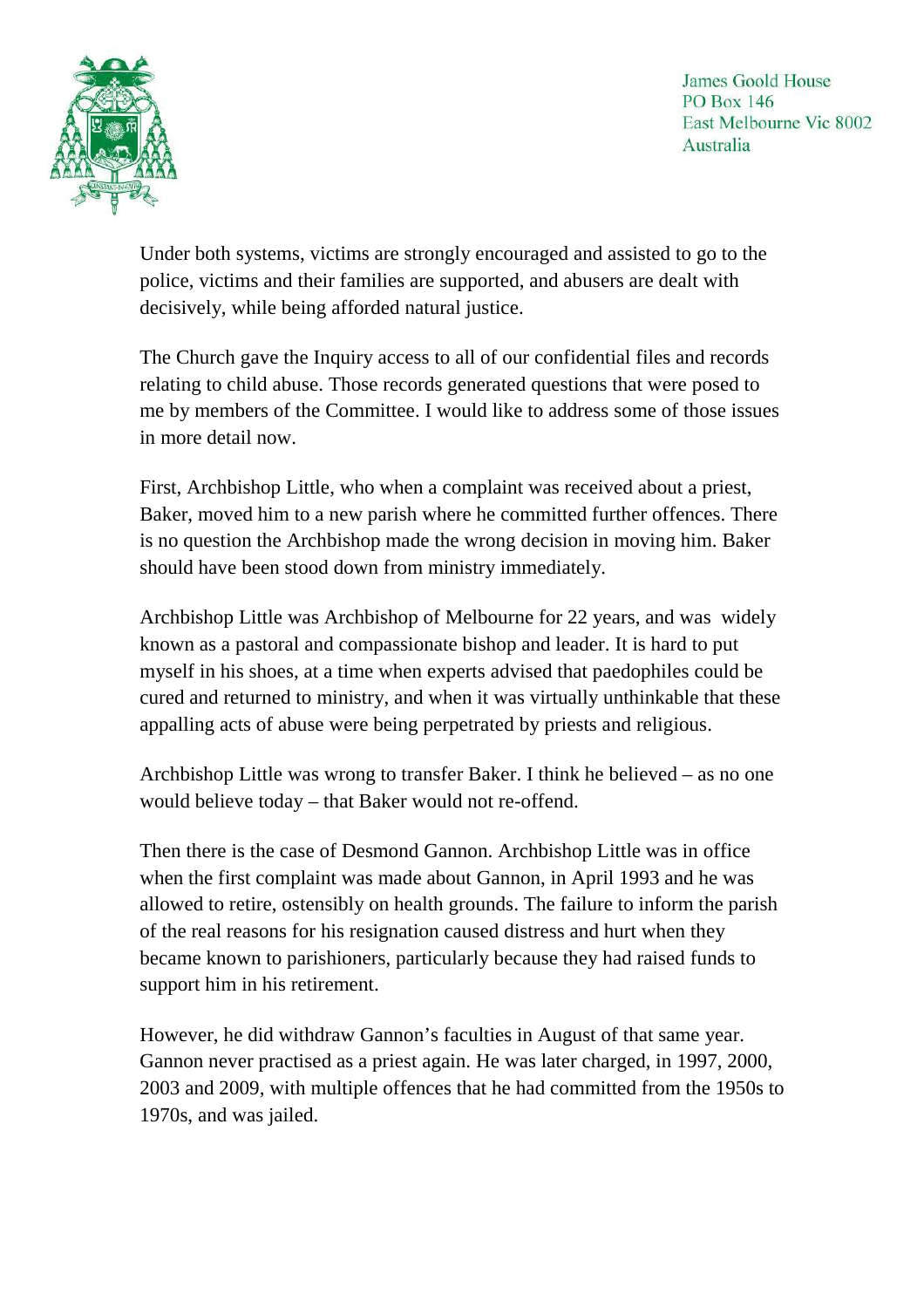Under both systems, victims are strongly encouraged and assisted to go to the police, victims and their families are supported, and abusers are dealt with decisively, while being afforded natural justice.

The Church gave the Inquiry access to all of our confidential files and records relating to child abuse. Those records generated questions that were posed to me by members of the Committee. I would like to address some of those issues in more detail now.

First, Archbishop Little, who when a complaint was received about a priest, Baker, moved him to a new parish where he committed further offences. There is no question the Archbishop made the wrong decision in moving him. Baker should have been stood down from ministry immediately.

Archbishop Little was Archbishop of Melbourne for 22 years, and was widely known as a pastoral and compassionate bishop and leader. It is hard to put myself in his shoes, at a time when experts advised that paedophiles could be cured and returned to ministry, and when it was virtually unthinkable that these appalling acts of abuse were being perpetrated by priests and religious.

Archbishop Little was wrong to transfer Baker. I think he believed – as no one would believe today – that Baker would not re-offend.

Then there is the case of Desmond Gannon. Archbishop Little was in office when the first complaint was made about Gannon, in April 1993 and he was allowed to retire, ostensibly on health grounds. The failure to inform the parish of the real reasons for his resignation caused distress and hurt when they became known to parishioners, particularly because they had raised funds to support him in his retirement.

However, he did withdraw Gannon's faculties in August of that same year. Gannon never practised as a priest again. He was later charged, in 1997, 2000, 2003 and 2009, with multiple offences that he had committed from the 1950s to 1970s, and was jailed.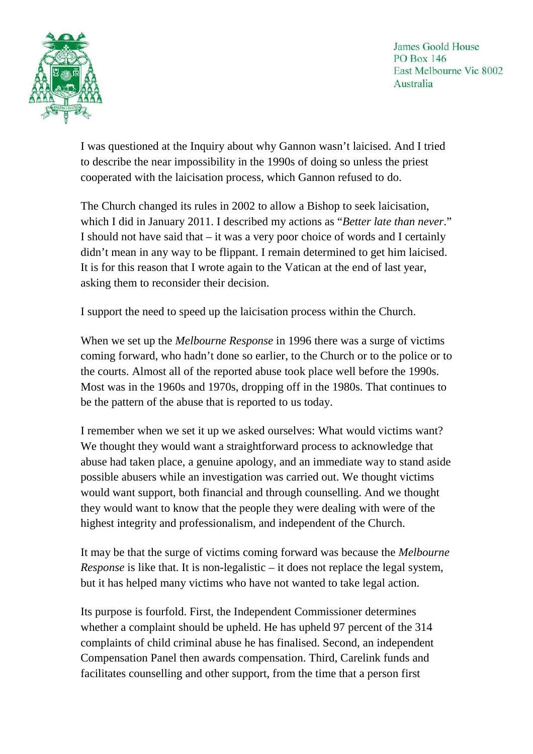I was questioned at the Inquiry about why Gannon wasn't laicised. And I tried to describe the near impossibility in the 1990s of doing so unless the priest cooperated with the laicisation process, which Gannon refused to do.

The Church changed its rules in 2002 to allow a Bishop to seek laicisation, which I did in January 2011. I described my actions as "*Better late than never*." I should not have said that – it was a very poor choice of words and I certainly didn't mean in any way to be flippant. I remain determined to get him laicised. It is for this reason that I wrote again to the Vatican at the end of last year, asking them to reconsider their decision.

I support the need to speed up the laicisation process within the Church.

When we set up the *Melbourne Response* in 1996 there was a surge of victims coming forward, who hadn't done so earlier, to the Church or to the police or to the courts. Almost all of the reported abuse took place well before the 1990s. Most was in the 1960s and 1970s, dropping off in the 1980s. That continues to be the pattern of the abuse that is reported to us today.

I remember when we set it up we asked ourselves: What would victims want? We thought they would want a straightforward process to acknowledge that abuse had taken place, a genuine apology, and an immediate way to stand aside possible abusers while an investigation was carried out. We thought victims would want support, both financial and through counselling. And we thought they would want to know that the people they were dealing with were of the highest integrity and professionalism, and independent of the Church.

It may be that the surge of victims coming forward was because the *Melbourne Response* is like that. It is non-legalistic – it does not replace the legal system, but it has helped many victims who have not wanted to take legal action.

Its purpose is fourfold. First, the Independent Commissioner determines whether a complaint should be upheld. He has upheld 97 percent of the 314 complaints of child criminal abuse he has finalised. Second, an independent Compensation Panel then awards compensation. Third, Carelink funds and facilitates counselling and other support, from the time that a person first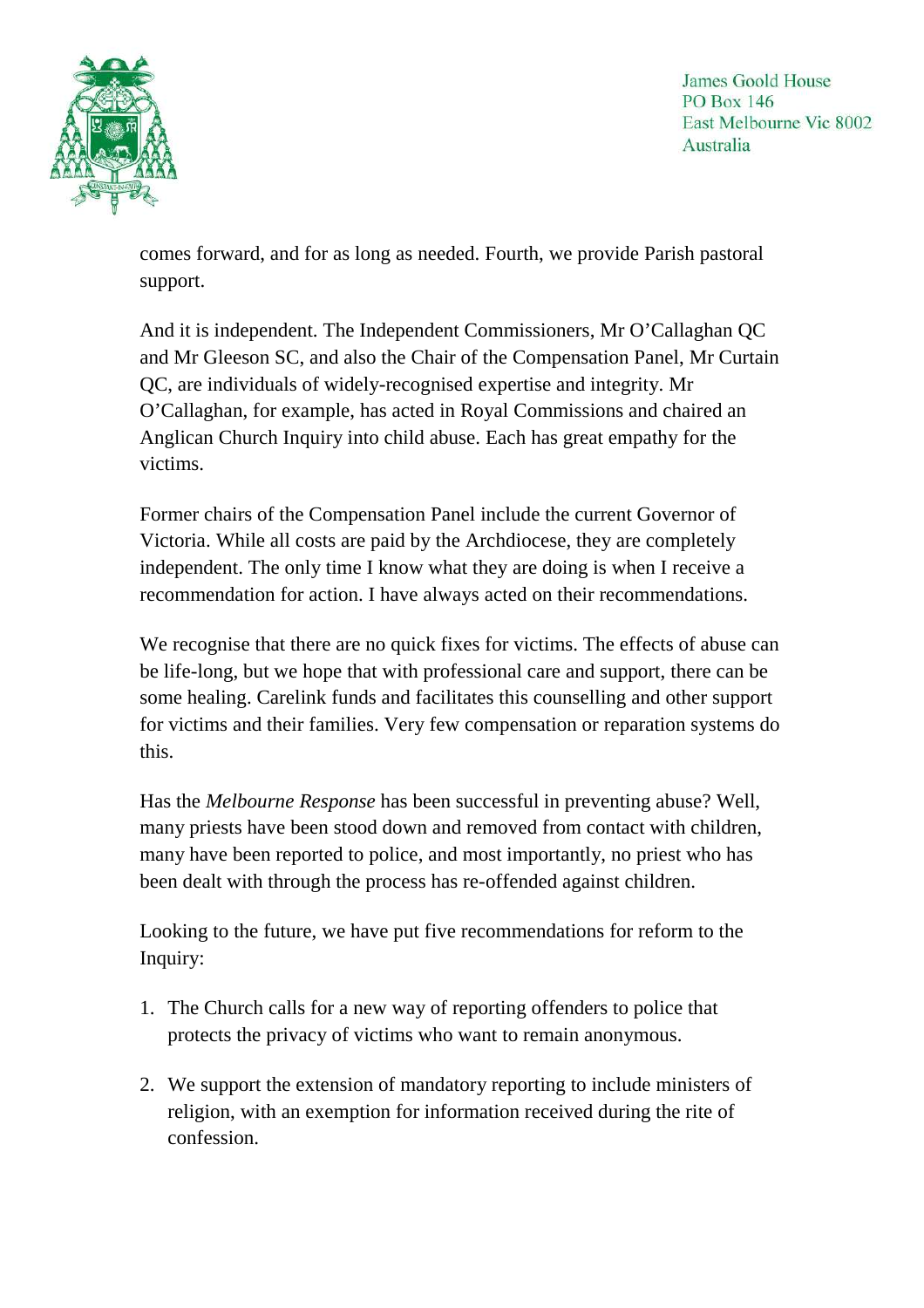comes forward, and for as long as needed. Fourth, we provide Parish pastoral support.

And it is independent. The Independent Commissioners, Mr O'Callaghan QC and Mr Gleeson SC, and also the Chair of the Compensation Panel, Mr Curtain QC, are individuals of widely-recognised expertise and integrity. Mr O'Callaghan, for example, has acted in Royal Commissions and chaired an Anglican Church Inquiry into child abuse. Each has great empathy for the victims.

Former chairs of the Compensation Panel include the current Governor of Victoria. While all costs are paid by the Archdiocese, they are completely independent. The only time I know what they are doing is when I receive a recommendation for action. I have always acted on their recommendations.

We recognise that there are no quick fixes for victims. The effects of abuse can be life-long, but we hope that with professional care and support, there can be some healing. Carelink funds and facilitates this counselling and other support for victims and their families. Very few compensation or reparation systems do this.

Has the *Melbourne Response* has been successful in preventing abuse? Well, many priests have been stood down and removed from contact with children, many have been reported to police, and most importantly, no priest who has been dealt with through the process has re-offended against children.

Looking to the future, we have put five recommendations for reform to the Inquiry:

1. The Church calls for a new way of reporting offenders to police that protects the privacy of victims who want to remain anonymous.
2. We support the extension of mandatory reporting to include ministers of religion, with an exemption for information received during the rite of confession.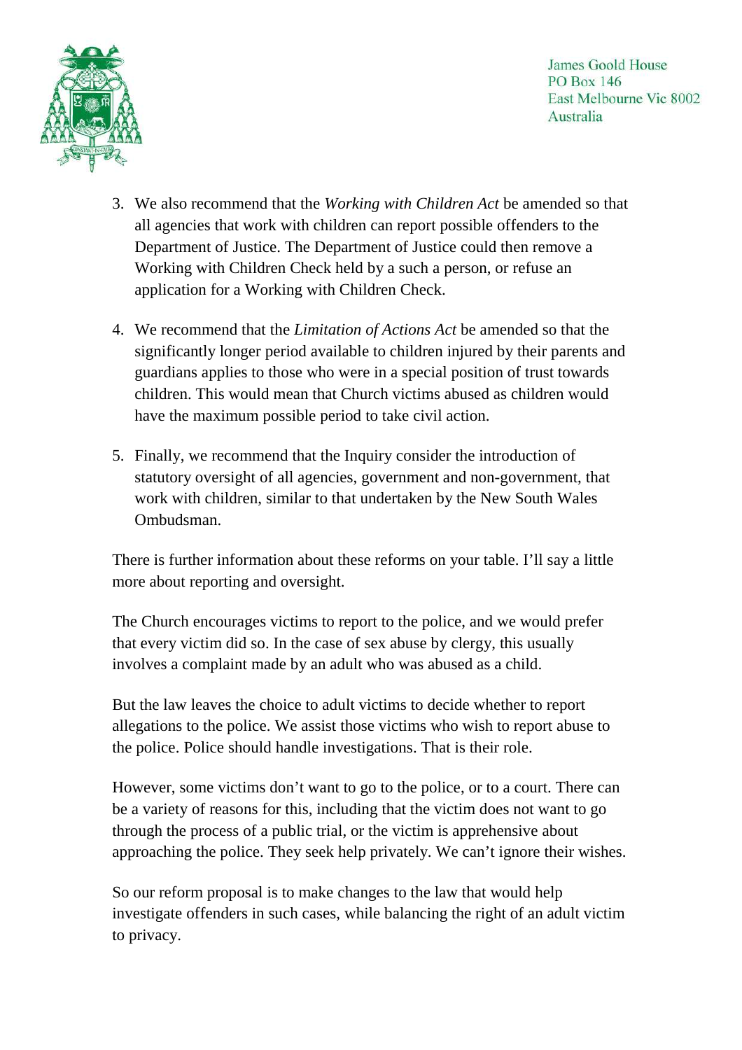James Goold House
PO Box 146
East Melbourne Vic 8002
Australia

3. We also recommend that the *Working with Children Act* be amended so that all agencies that work with children can report possible offenders to the Department of Justice. The Department of Justice could then remove a Working with Children Check held by a such a person, or refuse an application for a Working with Children Check.

4. We recommend that the *Limitation of Actions Act* be amended so that the significantly longer period available to children injured by their parents and guardians applies to those who were in a special position of trust towards children. This would mean that Church victims abused as children would have the maximum possible period to take civil action.

5. Finally, we recommend that the Inquiry consider the introduction of statutory oversight of all agencies, government and non-government, that work with children, similar to that undertaken by the New South Wales Ombudsman.

There is further information about these reforms on your table. I'll say a little more about reporting and oversight.

The Church encourages victims to report to the police, and we would prefer that every victim did so. In the case of sex abuse by clergy, this usually involves a complaint made by an adult who was abused as a child.

But the law leaves the choice to adult victims to decide whether to report allegations to the police. We assist those victims who wish to report abuse to the police. Police should handle investigations. That is their role.

However, some victims don't want to go to the police, or to a court. There can be a variety of reasons for this, including that the victim does not want to go through the process of a public trial, or the victim is apprehensive about approaching the police. They seek help privately. We can't ignore their wishes.

So our reform proposal is to make changes to the law that would help investigate offenders in such cases, while balancing the right of an adult victim to privacy.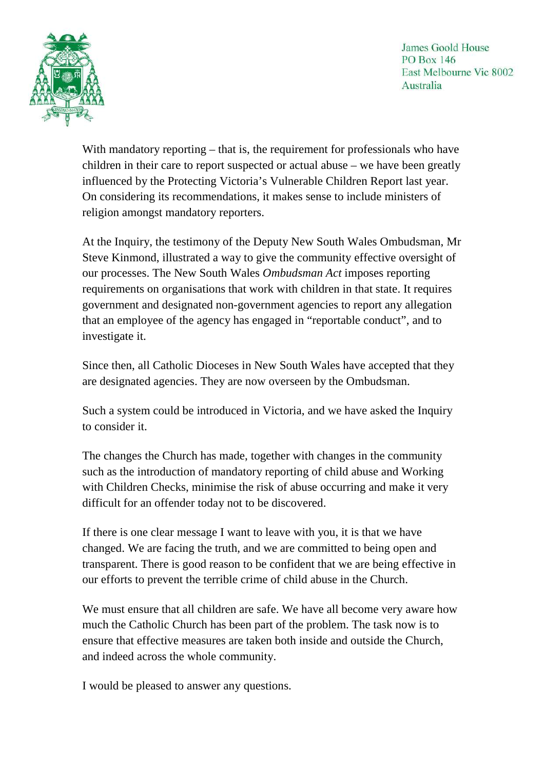James Goold House
PO Box 146
East Melbourne Vic 8002
Australia

With mandatory reporting – that is, the requirement for professionals who have children in their care to report suspected or actual abuse – we have been greatly influenced by the Protecting Victoria's Vulnerable Children Report last year. On considering its recommendations, it makes sense to include ministers of religion amongst mandatory reporters.

At the Inquiry, the testimony of the Deputy New South Wales Ombudsman, Mr Steve Kinmond, illustrated a way to give the community effective oversight of our processes. The New South Wales *Ombudsman Act* imposes reporting requirements on organisations that work with children in that state. It requires government and designated non-government agencies to report any allegation that an employee of the agency has engaged in "reportable conduct", and to investigate it.

Since then, all Catholic Dioceses in New South Wales have accepted that they are designated agencies. They are now overseen by the Ombudsman.

Such a system could be introduced in Victoria, and we have asked the Inquiry to consider it.

The changes the Church has made, together with changes in the community such as the introduction of mandatory reporting of child abuse and Working with Children Checks, minimise the risk of abuse occurring and make it very difficult for an offender today not to be discovered.

If there is one clear message I want to leave with you, it is that we have changed. We are facing the truth, and we are committed to being open and transparent. There is good reason to be confident that we are being effective in our efforts to prevent the terrible crime of child abuse in the Church.

We must ensure that all children are safe. We have all become very aware how much the Catholic Church has been part of the problem. The task now is to ensure that effective measures are taken both inside and outside the Church, and indeed across the whole community.

I would be pleased to answer any questions.